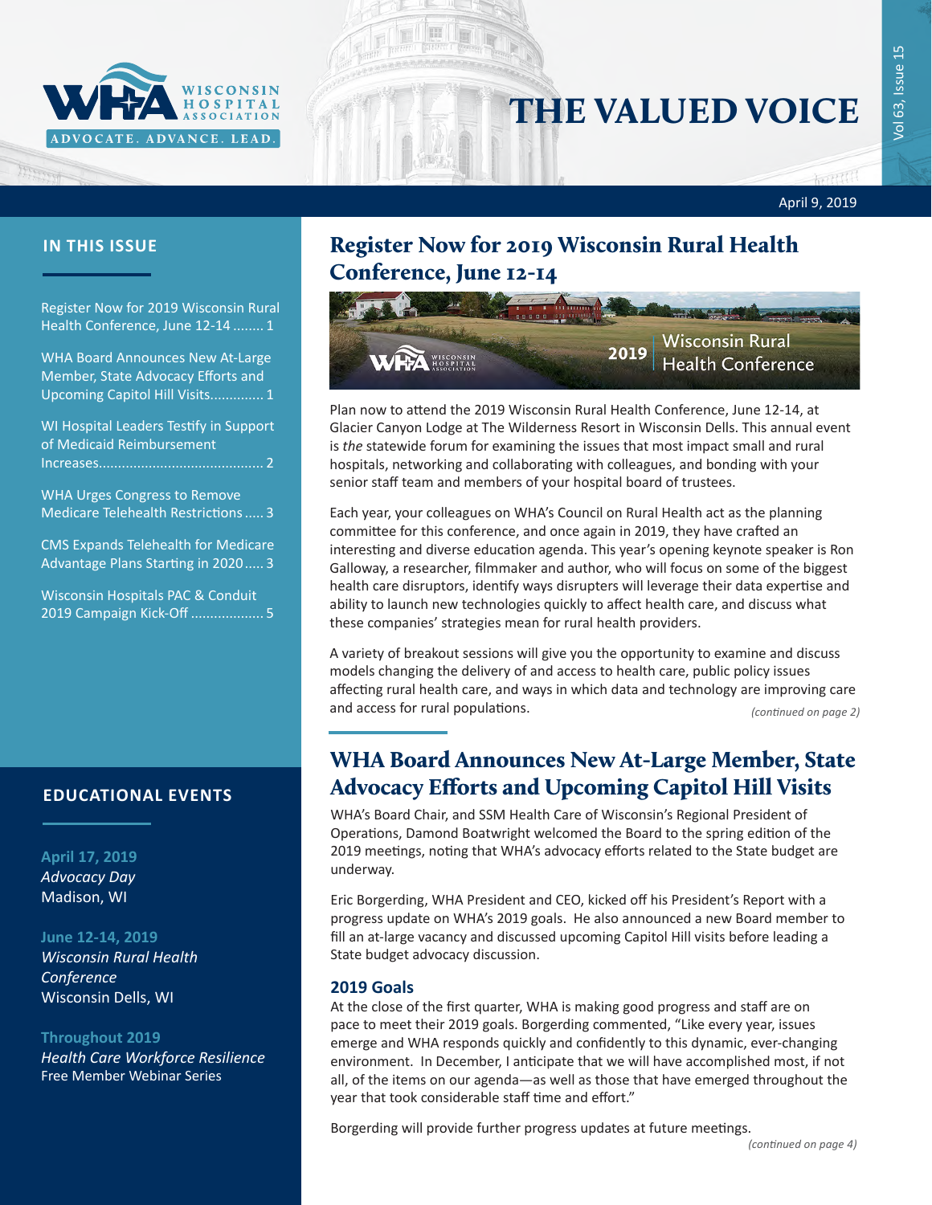# THE VALUED VOICE

April 9, 2019

## IN THIS ISSUE

Register Now for 2019 Wisconsin Rural Health Conference, June 12-14 ........ 1

WHA Board Announces New At-Large Member, State Advocacy Efforts and Upcoming Capitol Hill Visits............. 1

WI Hospital Leaders Testify in Support of Medicaid Reimbursement Increases........................................... 2

WHA Urges Congress to Remove Medicare Telehealth Restrictions..... 3

CMS Expands Telehealth for Medicare Advantage Plans Starting in 2020..... 3

Wisconsin Hospitals PAC & Conduit 2019 Campaign Kick-Off .................. 5

## EDUCATIONAL EVENTS

**April 17, 2019**
*Advocacy Day*
Madison, WI

**June 12-14, 2019**
*Wisconsin Rural Health Conference*
Wisconsin Dells, WI

**Throughout 2019**
*Health Care Workforce Resilience*
Free Member Webinar Series

## Register Now for 2019 Wisconsin Rural Health Conference, June 12-14

2019 Wisconsin Rural Health Conference

Plan now to attend the 2019 Wisconsin Rural Health Conference, June 12-14, at Glacier Canyon Lodge at The Wilderness Resort in Wisconsin Dells. This annual event is *the* statewide forum for examining the issues that most impact small and rural hospitals, networking and collaborating with colleagues, and bonding with your senior staff team and members of your hospital board of trustees.

Each year, your colleagues on WHA's Council on Rural Health act as the planning committee for this conference, and once again in 2019, they have crafted an interesting and diverse education agenda. This year's opening keynote speaker is Ron Galloway, a researcher, filmmaker and author, who will focus on some of the biggest health care disruptors, identify ways disrupters will leverage their data expertise and ability to launch new technologies quickly to affect health care, and discuss what these companies' strategies mean for rural health providers.

A variety of breakout sessions will give you the opportunity to examine and discuss models changing the delivery of and access to health care, public policy issues affecting rural health care, and ways in which data and technology are improving care and access for rural populations.

*(continued on page 2)*

## WHA Board Announces New At-Large Member, State Advocacy Efforts and Upcoming Capitol Hill Visits

WHA's Board Chair, and SSM Health Care of Wisconsin's Regional President of Operations, Damond Boatwright welcomed the Board to the spring edition of the 2019 meetings, noting that WHA's advocacy efforts related to the State budget are underway.

Eric Borgerding, WHA President and CEO, kicked off his President's Report with a progress update on WHA's 2019 goals. He also announced a new Board member to fill an at-large vacancy and discussed upcoming Capitol Hill visits before leading a State budget advocacy discussion.

### 2019 Goals

At the close of the first quarter, WHA is making good progress and staff are on pace to meet their 2019 goals. Borgerding commented, "Like every year, issues emerge and WHA responds quickly and confidently to this dynamic, ever-changing environment. In December, I anticipate that we will have accomplished most, if not all, of the items on our agenda—as well as those that have emerged throughout the year that took considerable staff time and effort."

Borgerding will provide further progress updates at future meetings.

*(continued on page 4)*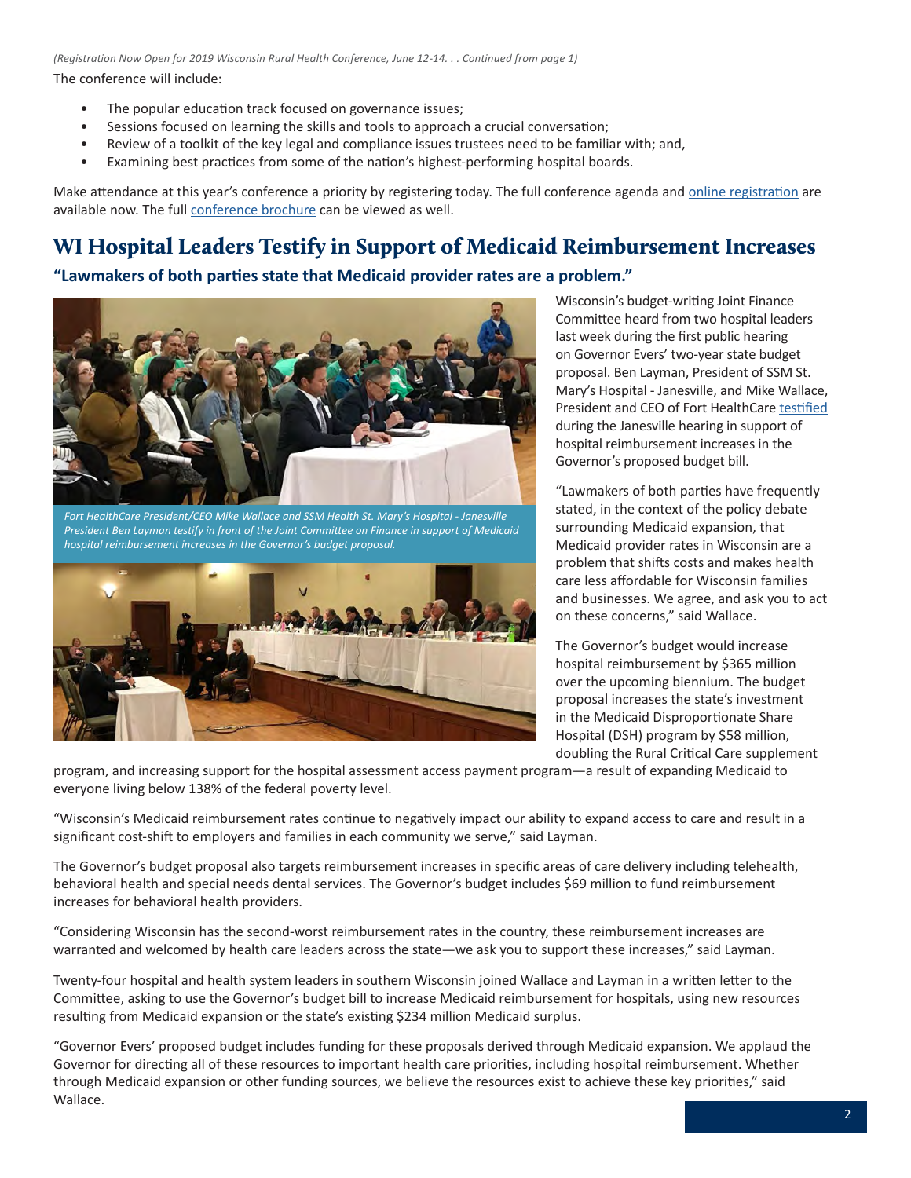*(Registration Now Open for 2019 Wisconsin Rural Health Conference, June 12-14. . . Continued from page 1)*

The conference will include:

- The popular education track focused on governance issues;
- Sessions focused on learning the skills and tools to approach a crucial conversation;
- Review of a toolkit of the key legal and compliance issues trustees need to be familiar with; and,
- Examining best practices from some of the nation's highest-performing hospital boards.

Make attendance at this year's conference a priority by registering today. The full conference agenda and online registration are available now. The full conference brochure can be viewed as well.

## WI Hospital Leaders Testify in Support of Medicaid Reimbursement Increases

**"Lawmakers of both parties state that Medicaid provider rates are a problem."**

*Fort HealthCare President/CEO Mike Wallace and SSM Health St. Mary's Hospital - Janesville President Ben Layman testify in front of the Joint Committee on Finance in support of Medicaid hospital reimbursement increases in the Governor's budget proposal.*

Wisconsin's budget-writing Joint Finance Committee heard from two hospital leaders last week during the first public hearing on Governor Evers' two-year state budget proposal. Ben Layman, President of SSM St. Mary's Hospital - Janesville, and Mike Wallace, President and CEO of Fort HealthCare testified during the Janesville hearing in support of hospital reimbursement increases in the Governor's proposed budget bill.

"Lawmakers of both parties have frequently stated, in the context of the policy debate surrounding Medicaid expansion, that Medicaid provider rates in Wisconsin are a problem that shifts costs and makes health care less affordable for Wisconsin families and businesses. We agree, and ask you to act on these concerns," said Wallace.

The Governor's budget would increase hospital reimbursement by $365 million over the upcoming biennium. The budget proposal increases the state's investment in the Medicaid Disproportionate Share Hospital (DSH) program by $58 million, doubling the Rural Critical Care supplement program, and increasing support for the hospital assessment access payment program—a result of expanding Medicaid to everyone living below 138% of the federal poverty level.

"Wisconsin's Medicaid reimbursement rates continue to negatively impact our ability to expand access to care and result in a significant cost-shift to employers and families in each community we serve," said Layman.

The Governor's budget proposal also targets reimbursement increases in specific areas of care delivery including telehealth, behavioral health and special needs dental services. The Governor's budget includes $69 million to fund reimbursement increases for behavioral health providers.

"Considering Wisconsin has the second-worst reimbursement rates in the country, these reimbursement increases are warranted and welcomed by health care leaders across the state—we ask you to support these increases," said Layman.

Twenty-four hospital and health system leaders in southern Wisconsin joined Wallace and Layman in a written letter to the Committee, asking to use the Governor's budget bill to increase Medicaid reimbursement for hospitals, using new resources resulting from Medicaid expansion or the state's existing $234 million Medicaid surplus.

"Governor Evers' proposed budget includes funding for these proposals derived through Medicaid expansion. We applaud the Governor for directing all of these resources to important health care priorities, including hospital reimbursement. Whether through Medicaid expansion or other funding sources, we believe the resources exist to achieve these key priorities," said Wallace.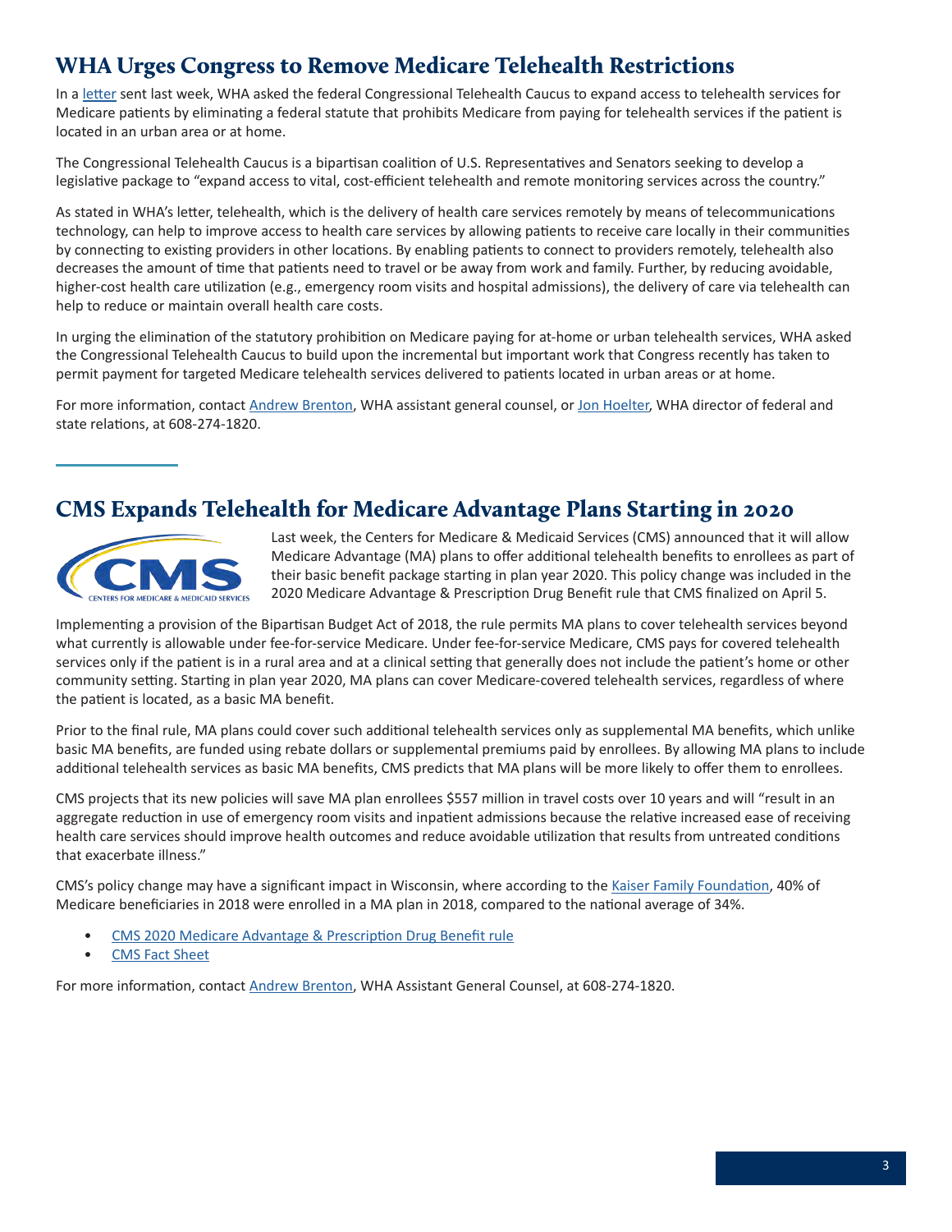## WHA Urges Congress to Remove Medicare Telehealth Restrictions

In a letter sent last week, WHA asked the federal Congressional Telehealth Caucus to expand access to telehealth services for Medicare patients by eliminating a federal statute that prohibits Medicare from paying for telehealth services if the patient is located in an urban area or at home.

The Congressional Telehealth Caucus is a bipartisan coalition of U.S. Representatives and Senators seeking to develop a legislative package to "expand access to vital, cost-efficient telehealth and remote monitoring services across the country."

As stated in WHA's letter, telehealth, which is the delivery of health care services remotely by means of telecommunications technology, can help to improve access to health care services by allowing patients to receive care locally in their communities by connecting to existing providers in other locations. By enabling patients to connect to providers remotely, telehealth also decreases the amount of time that patients need to travel or be away from work and family. Further, by reducing avoidable, higher-cost health care utilization (e.g., emergency room visits and hospital admissions), the delivery of care via telehealth can help to reduce or maintain overall health care costs.

In urging the elimination of the statutory prohibition on Medicare paying for at-home or urban telehealth services, WHA asked the Congressional Telehealth Caucus to build upon the incremental but important work that Congress recently has taken to permit payment for targeted Medicare telehealth services delivered to patients located in urban areas or at home.

For more information, contact Andrew Brenton, WHA assistant general counsel, or Jon Hoelter, WHA director of federal and state relations, at 608-274-1820.

## CMS Expands Telehealth for Medicare Advantage Plans Starting in 2020

Last week, the Centers for Medicare & Medicaid Services (CMS) announced that it will allow Medicare Advantage (MA) plans to offer additional telehealth benefits to enrollees as part of their basic benefit package starting in plan year 2020. This policy change was included in the 2020 Medicare Advantage & Prescription Drug Benefit rule that CMS finalized on April 5.

Implementing a provision of the Bipartisan Budget Act of 2018, the rule permits MA plans to cover telehealth services beyond what currently is allowable under fee-for-service Medicare. Under fee-for-service Medicare, CMS pays for covered telehealth services only if the patient is in a rural area and at a clinical setting that generally does not include the patient's home or other community setting. Starting in plan year 2020, MA plans can cover Medicare-covered telehealth services, regardless of where the patient is located, as a basic MA benefit.

Prior to the final rule, MA plans could cover such additional telehealth services only as supplemental MA benefits, which unlike basic MA benefits, are funded using rebate dollars or supplemental premiums paid by enrollees. By allowing MA plans to include additional telehealth services as basic MA benefits, CMS predicts that MA plans will be more likely to offer them to enrollees.

CMS projects that its new policies will save MA plan enrollees $557 million in travel costs over 10 years and will "result in an aggregate reduction in use of emergency room visits and inpatient admissions because the relative increased ease of receiving health care services should improve health outcomes and reduce avoidable utilization that results from untreated conditions that exacerbate illness."

CMS's policy change may have a significant impact in Wisconsin, where according to the Kaiser Family Foundation, 40% of Medicare beneficiaries in 2018 were enrolled in a MA plan in 2018, compared to the national average of 34%.

- CMS 2020 Medicare Advantage & Prescription Drug Benefit rule
- CMS Fact Sheet

For more information, contact Andrew Brenton, WHA Assistant General Counsel, at 608-274-1820.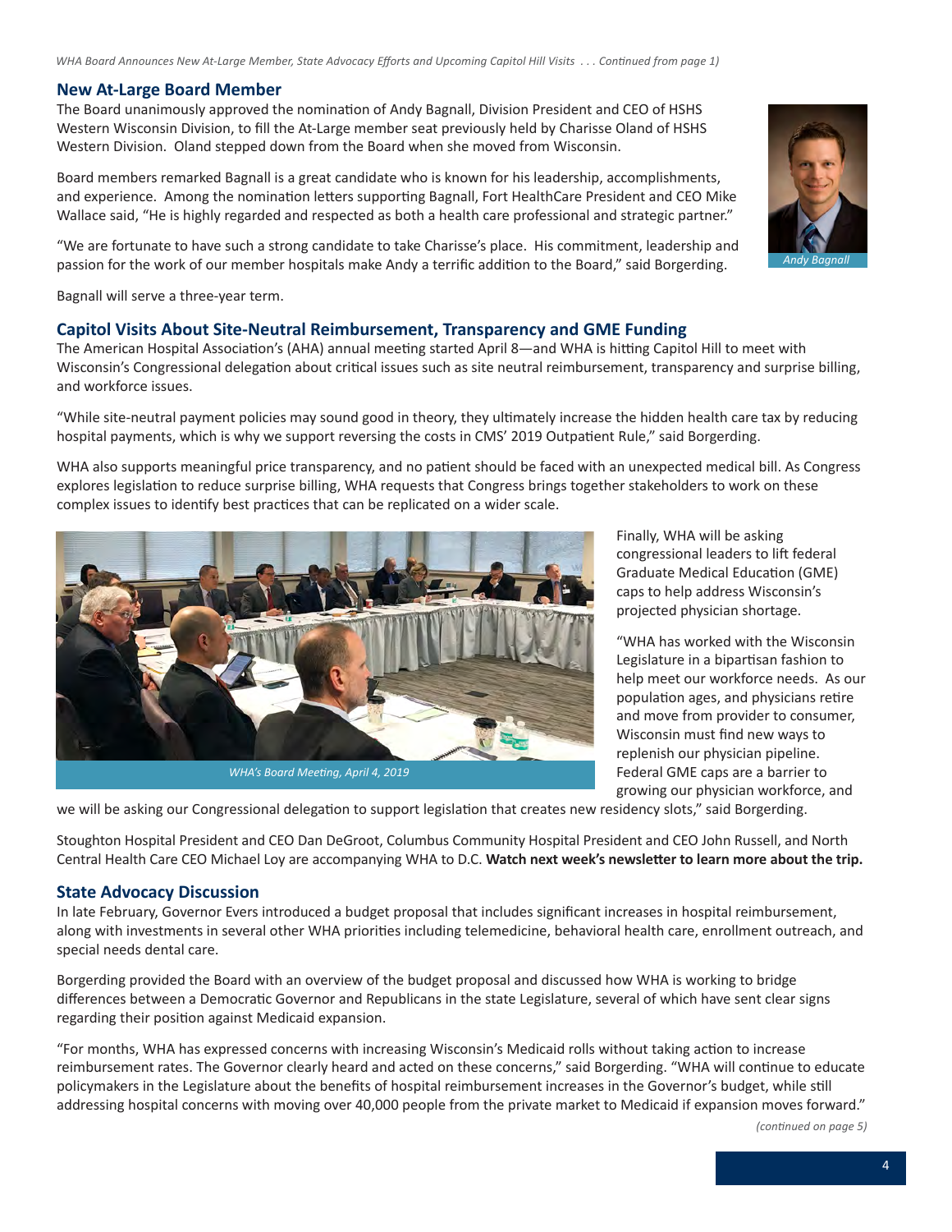*WHA Board Announces New At-Large Member, State Advocacy Efforts and Upcoming Capitol Hill Visits . . . Continued from page 1)*

## New At-Large Board Member

The Board unanimously approved the nomination of Andy Bagnall, Division President and CEO of HSHS Western Wisconsin Division, to fill the At-Large member seat previously held by Charisse Oland of HSHS Western Division. Oland stepped down from the Board when she moved from Wisconsin.

Board members remarked Bagnall is a great candidate who is known for his leadership, accomplishments, and experience. Among the nomination letters supporting Bagnall, Fort HealthCare President and CEO Mike Wallace said, "He is highly regarded and respected as both a health care professional and strategic partner."

"We are fortunate to have such a strong candidate to take Charisse's place. His commitment, leadership and passion for the work of our member hospitals make Andy a terrific addition to the Board," said Borgerding.

*Andy Bagnall*

Bagnall will serve a three-year term.

## Capitol Visits About Site-Neutral Reimbursement, Transparency and GME Funding

The American Hospital Association's (AHA) annual meeting started April 8—and WHA is hitting Capitol Hill to meet with Wisconsin's Congressional delegation about critical issues such as site neutral reimbursement, transparency and surprise billing, and workforce issues.

"While site-neutral payment policies may sound good in theory, they ultimately increase the hidden health care tax by reducing hospital payments, which is why we support reversing the costs in CMS' 2019 Outpatient Rule," said Borgerding.

WHA also supports meaningful price transparency, and no patient should be faced with an unexpected medical bill. As Congress explores legislation to reduce surprise billing, WHA requests that Congress brings together stakeholders to work on these complex issues to identify best practices that can be replicated on a wider scale.

*WHA's Board Meeting, April 4, 2019*

Finally, WHA will be asking congressional leaders to lift federal Graduate Medical Education (GME) caps to help address Wisconsin's projected physician shortage.

"WHA has worked with the Wisconsin Legislature in a bipartisan fashion to help meet our workforce needs. As our population ages, and physicians retire and move from provider to consumer, Wisconsin must find new ways to replenish our physician pipeline. Federal GME caps are a barrier to growing our physician workforce, and we will be asking our Congressional delegation to support legislation that creates new residency slots," said Borgerding.

Stoughton Hospital President and CEO Dan DeGroot, Columbus Community Hospital President and CEO John Russell, and North Central Health Care CEO Michael Loy are accompanying WHA to D.C. **Watch next week's newsletter to learn more about the trip.**

## State Advocacy Discussion

In late February, Governor Evers introduced a budget proposal that includes significant increases in hospital reimbursement, along with investments in several other WHA priorities including telemedicine, behavioral health care, enrollment outreach, and special needs dental care.

Borgerding provided the Board with an overview of the budget proposal and discussed how WHA is working to bridge differences between a Democratic Governor and Republicans in the state Legislature, several of which have sent clear signs regarding their position against Medicaid expansion.

"For months, WHA has expressed concerns with increasing Wisconsin's Medicaid rolls without taking action to increase reimbursement rates. The Governor clearly heard and acted on these concerns," said Borgerding. "WHA will continue to educate policymakers in the Legislature about the benefits of hospital reimbursement increases in the Governor's budget, while still addressing hospital concerns with moving over 40,000 people from the private market to Medicaid if expansion moves forward."

*(continued on page 5)*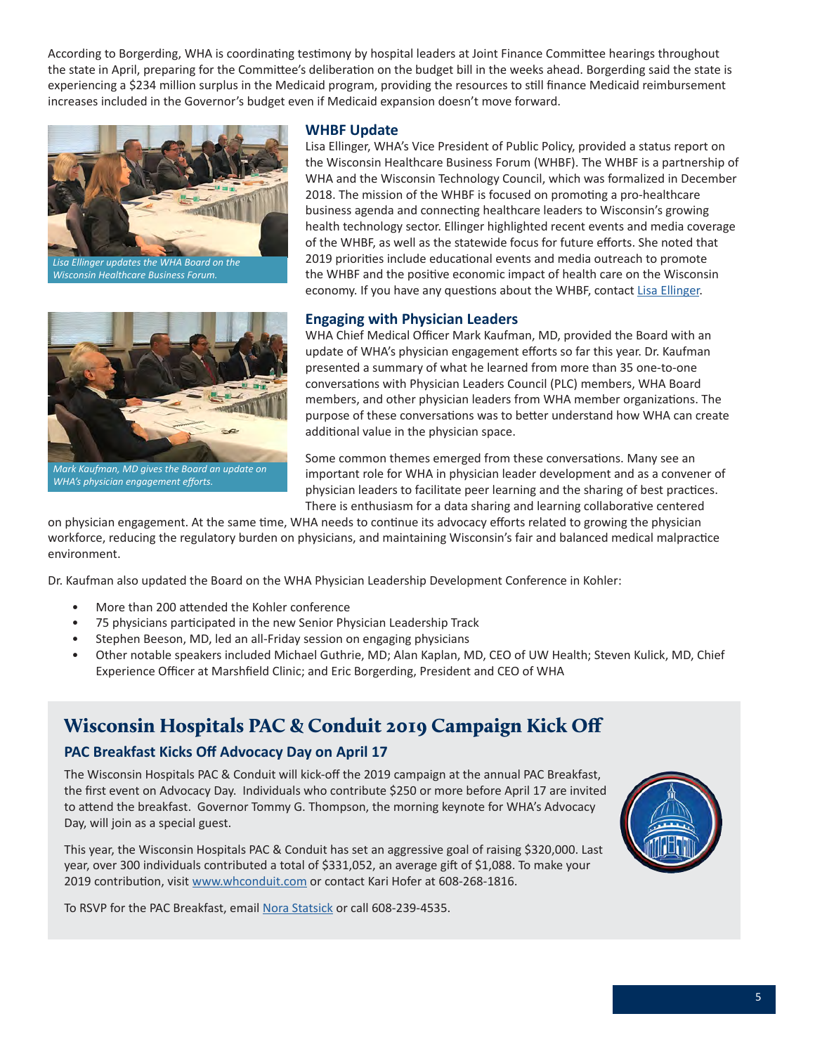According to Borgerding, WHA is coordinating testimony by hospital leaders at Joint Finance Committee hearings throughout the state in April, preparing for the Committee's deliberation on the budget bill in the weeks ahead. Borgerding said the state is experiencing a $234 million surplus in the Medicaid program, providing the resources to still finance Medicaid reimbursement increases included in the Governor's budget even if Medicaid expansion doesn't move forward.

*Lisa Ellinger updates the WHA Board on the Wisconsin Healthcare Business Forum.*

### WHBF Update

Lisa Ellinger, WHA's Vice President of Public Policy, provided a status report on the Wisconsin Healthcare Business Forum (WHBF). The WHBF is a partnership of WHA and the Wisconsin Technology Council, which was formalized in December 2018. The mission of the WHBF is focused on promoting a pro-healthcare business agenda and connecting healthcare leaders to Wisconsin's growing health technology sector. Ellinger highlighted recent events and media coverage of the WHBF, as well as the statewide focus for future efforts. She noted that 2019 priorities include educational events and media outreach to promote the WHBF and the positive economic impact of health care on the Wisconsin economy. If you have any questions about the WHBF, contact Lisa Ellinger.

*Mark Kaufman, MD gives the Board an update on WHA's physician engagement efforts.*

### Engaging with Physician Leaders

WHA Chief Medical Officer Mark Kaufman, MD, provided the Board with an update of WHA's physician engagement efforts so far this year. Dr. Kaufman presented a summary of what he learned from more than 35 one-to-one conversations with Physician Leaders Council (PLC) members, WHA Board members, and other physician leaders from WHA member organizations. The purpose of these conversations was to better understand how WHA can create additional value in the physician space.

Some common themes emerged from these conversations. Many see an important role for WHA in physician leader development and as a convener of physician leaders to facilitate peer learning and the sharing of best practices. There is enthusiasm for a data sharing and learning collaborative centered on physician engagement. At the same time, WHA needs to continue its advocacy efforts related to growing the physician workforce, reducing the regulatory burden on physicians, and maintaining Wisconsin's fair and balanced medical malpractice environment.

Dr. Kaufman also updated the Board on the WHA Physician Leadership Development Conference in Kohler:

- More than 200 attended the Kohler conference
- 75 physicians participated in the new Senior Physician Leadership Track
- Stephen Beeson, MD, led an all-Friday session on engaging physicians
- Other notable speakers included Michael Guthrie, MD; Alan Kaplan, MD, CEO of UW Health; Steven Kulick, MD, Chief Experience Officer at Marshfield Clinic; and Eric Borgerding, President and CEO of WHA

## Wisconsin Hospitals PAC & Conduit 2019 Campaign Kick Off

### PAC Breakfast Kicks Off Advocacy Day on April 17

The Wisconsin Hospitals PAC & Conduit will kick-off the 2019 campaign at the annual PAC Breakfast, the first event on Advocacy Day. Individuals who contribute $250 or more before April 17 are invited to attend the breakfast. Governor Tommy G. Thompson, the morning keynote for WHA's Advocacy Day, will join as a special guest.

This year, the Wisconsin Hospitals PAC & Conduit has set an aggressive goal of raising $320,000. Last year, over 300 individuals contributed a total of $331,052, an average gift of $1,088. To make your 2019 contribution, visit www.whconduit.com or contact Kari Hofer at 608-268-1816.

To RSVP for the PAC Breakfast, email Nora Statsick or call 608-239-4535.